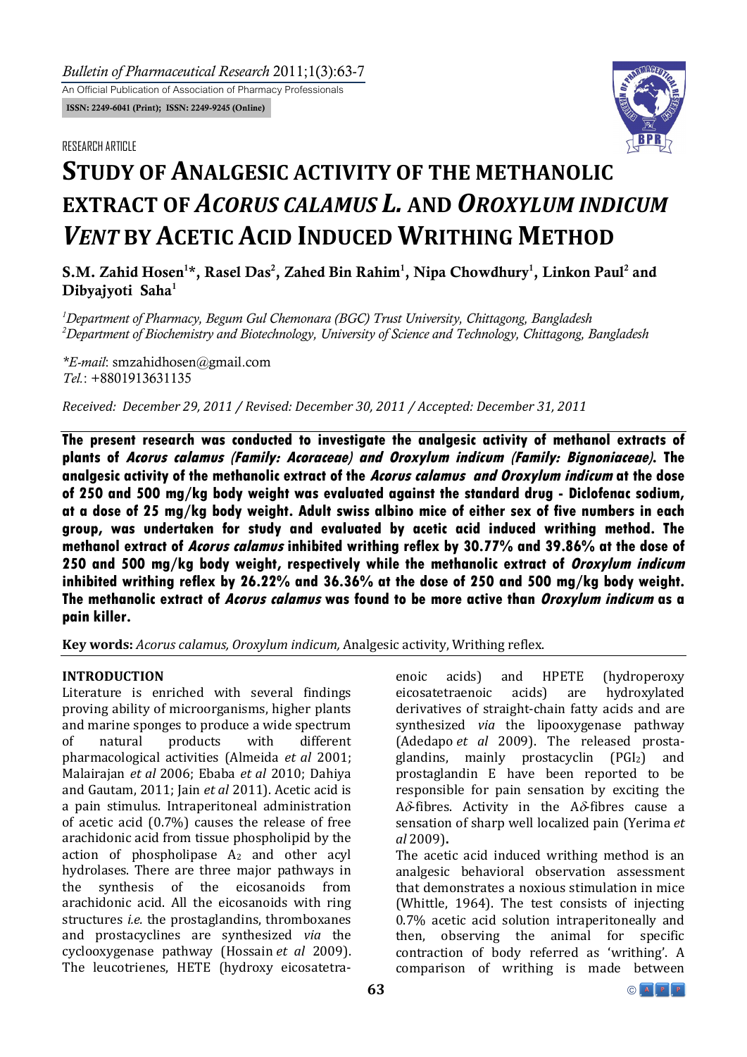RESEARCH ARTICLE

# STUDY OF ANALGESIC ACTIVITY OF THE METHANOLIC EXTRACT OF *ACORUS CALAMUS L.* AND *OROXYLUM INDICUM VENT* BY ACETIC ACID INDUCED WRITHING METHOD

**S.M. Zahid Hosen[1]\*, Rasel Das[2], Zahed Bin Rahim[1], Nipa Chowdhury[1], Linkon Paul[2] and Dibyajyoti Saha[1]**

[1]*Department of Pharmacy, Begum Gul Chemonara (BGC) Trust University, Chittagong, Bangladesh*
[2]*Department of Biochemistry and Biotechnology, University of Science and Technology, Chittagong, Bangladesh*

\**E-mail*: smzahidhosen@gmail.com
*Tel.*: +8801913631135

*Received: December 29, 2011 / Revised: December 30, 2011 / Accepted: December 31, 2011*

**The present research was conducted to investigate the analgesic activity of methanol extracts of plants of *Acorus calamus* (Family: Acoraceae) and *Oroxylum indicum* (Family: Bignoniaceae). The analgesic activity of the methanolic extract of the *Acorus calamus* and *Oroxylum indicum* at the dose of 250 and 500 mg/kg body weight was evaluated against the standard drug - Diclofenac sodium, at a dose of 25 mg/kg body weight. Adult swiss albino mice of either sex of five numbers in each group, was undertaken for study and evaluated by acetic acid induced writhing method. The methanol extract of *Acorus calamus* inhibited writhing reflex by 30.77% and 39.86% at the dose of 250 and 500 mg/kg body weight, respectively while the methanolic extract of *Oroxylum indicum* inhibited writhing reflex by 26.22% and 36.36% at the dose of 250 and 500 mg/kg body weight. The methanolic extract of *Acorus calamus* was found to be more active than *Oroxylum indicum* as a pain killer.**

**Key words:** *Acorus calamus, Oroxylum indicum,* Analgesic activity, Writhing reflex.

## INTRODUCTION

Literature is enriched with several findings proving ability of microorganisms, higher plants and marine sponges to produce a wide spectrum of natural products with different pharmacological activities (Almeida *et al* 2001; Malairajan *et al* 2006; Ebaba *et al* 2010; Dahiya and Gautam, 2011; Jain *et al* 2011). Acetic acid is a pain stimulus. Intraperitoneal administration of acetic acid (0.7%) causes the release of free arachidonic acid from tissue phospholipid by the action of phospholipase $A_2$ and other acyl hydrolases. There are three major pathways in the synthesis of the eicosanoids from arachidonic acid. All the eicosanoids with ring structures *i.e.* the prostaglandins, thromboxanes and prostacyclines are synthesized *via* the cyclooxygenase pathway (Hossain *et al* 2009). The leucotrienes, HETE (hydroxy eicosatetraenoic acids) and HPETE (hydroperoxy eicosatetraenoic acids) are hydroxylated derivatives of straight-chain fatty acids and are synthesized *via* the lipooxygenase pathway (Adedapo *et al* 2009). The released prostaglandins, mainly prostacyclin ($PGI_2$) and prostaglandin E have been reported to be responsible for pain sensation by exciting the $A\delta$-fibres. Activity in the $A\delta$-fibres cause a sensation of sharp well localized pain (Yerima *et al* 2009).

The acetic acid induced writhing method is an analgesic behavioral observation assessment that demonstrates a noxious stimulation in mice (Whittle, 1964). The test consists of injecting 0.7% acetic acid solution intraperitoneally and then, observing the animal for specific contraction of body referred as 'writhing'. A comparison of writhing is made between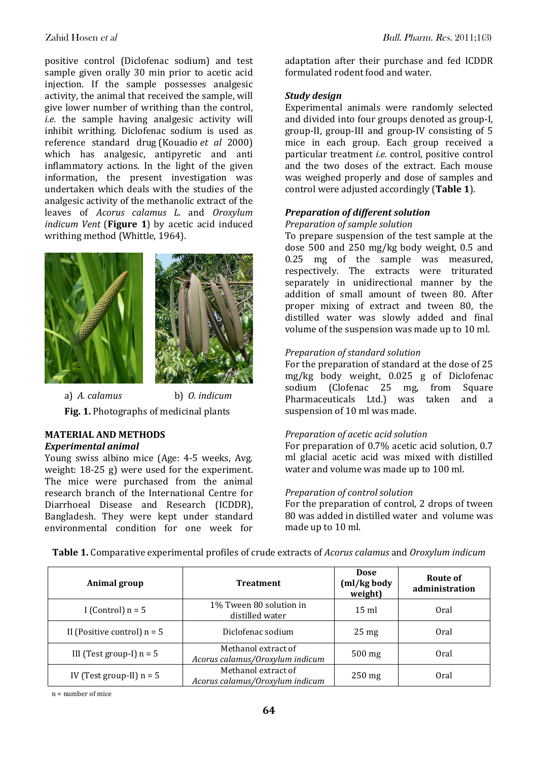positive control (Diclofenac sodium) and test sample given orally 30 min prior to acetic acid injection. If the sample possesses analgesic activity, the animal that received the sample, will give lower number of writhing than the control, *i.e.* the sample having analgesic activity will inhibit writhing. Diclofenac sodium is used as reference standard drug (Kouadio *et al* 2000) which has analgesic, antipyretic and anti inflammatory actions. In the light of the given information, the present investigation was undertaken which deals with the studies of the analgesic activity of the methanolic extract of the leaves of *Acorus calamus L.* and *Oroxylum indicum Vent* (**Figure 1**) by acetic acid induced writhing method (Whittle, 1964).

a) *A. calamus* b) *O. indicum*

**Fig. 1.** Photographs of medicinal plants

## MATERIAL AND METHODS

### *Experimental animal*

Young swiss albino mice (Age: 4-5 weeks, Avg. weight: 18-25 g) were used for the experiment. The mice were purchased from the animal research branch of the International Centre for Diarrhoeal Disease and Research (ICDDR), Bangladesh. They were kept under standard environmental condition for one week for adaptation after their purchase and fed ICDDR formulated rodent food and water.

### *Study design*

Experimental animals were randomly selected and divided into four groups denoted as group-I, group-II, group-III and group-IV consisting of 5 mice in each group. Each group received a particular treatment *i.e.* control, positive control and the two doses of the extract. Each mouse was weighed properly and dose of samples and control were adjusted accordingly (**Table 1**).

### *Preparation of different solution*

*Preparation of sample solution*

To prepare suspension of the test sample at the dose 500 and 250 mg/kg body weight, 0.5 and 0.25 mg of the sample was measured, respectively. The extracts were triturated separately in unidirectional manner by the addition of small amount of tween 80. After proper mixing of extract and tween 80, the distilled water was slowly added and final volume of the suspension was made up to 10 ml.

*Preparation of standard solution*

For the preparation of standard at the dose of 25 mg/kg body weight, 0.025 g of Diclofenac sodium (Clofenac 25 mg, from Square Pharmaceuticals Ltd.) was taken and a suspension of 10 ml was made.

*Preparation of acetic acid solution*

For preparation of 0.7% acetic acid solution, 0.7 ml glacial acetic acid was mixed with distilled water and volume was made up to 100 ml.

*Preparation of control solution*

For the preparation of control, 2 drops of tween 80 was added in distilled water and volume was made up to 10 ml.

**Table 1.** Comparative experimental profiles of crude extracts of *Acorus calamus* and *Oroxylum indicum*

| Animal group | Treatment | Dose (ml/kg body weight) | Route of administration |
|---|---|---|---|
| I (Control) n = 5 | 1% Tween 80 solution in distilled water | 15 ml | Oral |
| II (Positive control) n = 5 | Diclofenac sodium | 25 mg | Oral |
| III (Test group-I) n = 5 | Methanol extract of *Acorus calamus/Oroxylum indicum* | 500 mg | Oral |
| IV (Test group-II) n = 5 | Methanol extract of *Acorus calamus/Oroxylum indicum* | 250 mg | Oral |

n = number of mice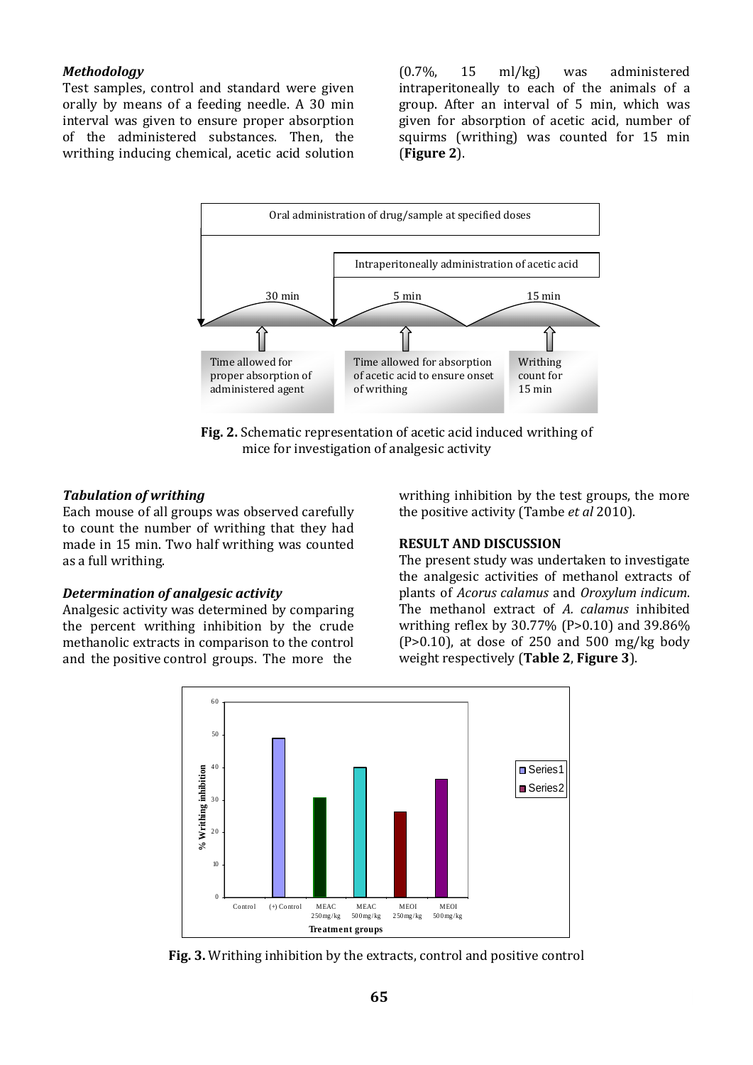### *Methodology*

Test samples, control and standard were given orally by means of a feeding needle. A 30 min interval was given to ensure proper absorption of the administered substances. Then, the writhing inducing chemical, acetic acid solution (0.7%, 15 ml/kg) was administered intraperitoneally to each of the animals of a group. After an interval of 5 min, which was given for absorption of acetic acid, number of squirms (writhing) was counted for 15 min (**Figure 2**).

Oral administration of drug/sample at specified doses

Intraperitoneally administration of acetic acid

30 min

5 min

15 min

Time allowed for proper absorption of administered agent

Time allowed for absorption of acetic acid to ensure onset of writhing

Writhing count for 15 min

**Fig. 2.** Schematic representation of acetic acid induced writhing of mice for investigation of analgesic activity

### *Tabulation of writhing*

Each mouse of all groups was observed carefully to count the number of writhing that they had made in 15 min. Two half writhing was counted as a full writhing.

### *Determination of analgesic activity*

Analgesic activity was determined by comparing the percent writhing inhibition by the crude methanolic extracts in comparison to the control and the positive control groups. The more the writhing inhibition by the test groups, the more the positive activity (Tambe *et al* 2010).

## RESULT AND DISCUSSION

The present study was undertaken to investigate the analgesic activities of methanol extracts of plants of *Acorus calamus* and *Oroxylum indicum*. The methanol extract of *A. calamus* inhibited writhing reflex by 30.77% (P>0.10) and 39.86% (P>0.10), at dose of 250 and 500 mg/kg body weight respectively (**Table 2**, **Figure 3**).

% Writhing inhibition

60
50
40
30
20
10
0

Control
(+) Control
MEAC 250mg/kg
MEAC 500mg/kg
MEOI 250mg/kg
MEOI 500mg/kg

Treatment groups

Series1
Series2

**Fig. 3.** Writhing inhibition by the extracts, control and positive control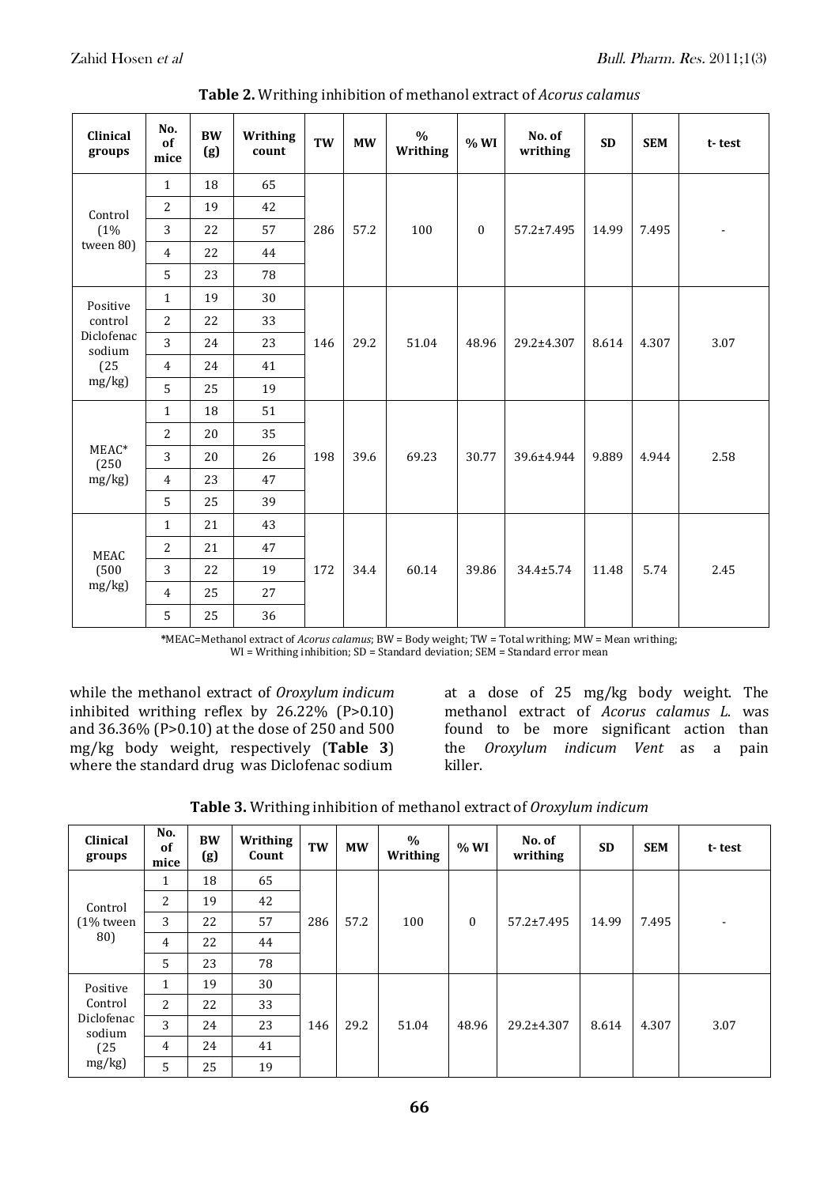**Table 2.** Writhing inhibition of methanol extract of *Acorus calamus*

| Clinical groups | No. of mice | BW (g) | Writhing count | TW | MW | % Writhing | % WI | No. of writhing | SD | SEM | t- test |
|---|---|---|---|---|---|---|---|---|---|---|---|
| Control (1% tween 80) | 1 | 18 | 65 | 286 | 57.2 | 100 | 0 | 57.2±7.495 | 14.99 | 7.495 | - |
| | 2 | 19 | 42 | | | | | | | | |
| | 3 | 22 | 57 | | | | | | | | |
| | 4 | 22 | 44 | | | | | | | | |
| | 5 | 23 | 78 | | | | | | | | |
| Positive control Diclofenac sodium (25 mg/kg) | 1 | 19 | 30 | 146 | 29.2 | 51.04 | 48.96 | 29.2±4.307 | 8.614 | 4.307 | 3.07 |
| | 2 | 22 | 33 | | | | | | | | |
| | 3 | 24 | 23 | | | | | | | | |
| | 4 | 24 | 41 | | | | | | | | |
| | 5 | 25 | 19 | | | | | | | | |
| MEAC* (250 mg/kg) | 1 | 18 | 51 | 198 | 39.6 | 69.23 | 30.77 | 39.6±4.944 | 9.889 | 4.944 | 2.58 |
| | 2 | 20 | 35 | | | | | | | | |
| | 3 | 20 | 26 | | | | | | | | |
| | 4 | 23 | 47 | | | | | | | | |
| | 5 | 25 | 39 | | | | | | | | |
| MEAC (500 mg/kg) | 1 | 21 | 43 | 172 | 34.4 | 60.14 | 39.86 | 34.4±5.74 | 11.48 | 5.74 | 2.45 |
| | 2 | 21 | 47 | | | | | | | | |
| | 3 | 22 | 19 | | | | | | | | |
| | 4 | 25 | 27 | | | | | | | | |
| | 5 | 25 | 36 | | | | | | | | |

*MEAC=Methanol extract of *Acorus calamus*; BW = Body weight; TW = Total writhing; MW = Mean writhing; WI = Writhing inhibition; SD = Standard deviation; SEM = Standard error mean

while the methanol extract of *Oroxylum indicum* inhibited writhing reflex by 26.22% (P>0.10) and 36.36% (P>0.10) at the dose of 250 and 500 mg/kg body weight, respectively (**Table 3**) where the standard drug was Diclofenac sodium at a dose of 25 mg/kg body weight. The methanol extract of *Acorus calamus L.* was found to be more significant action than the *Oroxylum indicum Vent* as a pain killer.

**Table 3.** Writhing inhibition of methanol extract of *Oroxylum indicum*

| Clinical groups | No. of mice | BW (g) | Writhing Count | TW | MW | % Writhing | % WI | No. of writhing | SD | SEM | t- test |
|---|---|---|---|---|---|---|---|---|---|---|---|
| Control (1% tween 80) | 1 | 18 | 65 | 286 | 57.2 | 100 | 0 | 57.2±7.495 | 14.99 | 7.495 | - |
| | 2 | 19 | 42 | | | | | | | | |
| | 3 | 22 | 57 | | | | | | | | |
| | 4 | 22 | 44 | | | | | | | | |
| | 5 | 23 | 78 | | | | | | | | |
| Positive Control Diclofenac sodium (25 mg/kg) | 1 | 19 | 30 | 146 | 29.2 | 51.04 | 48.96 | 29.2±4.307 | 8.614 | 4.307 | 3.07 |
| | 2 | 22 | 33 | | | | | | | | |
| | 3 | 24 | 23 | | | | | | | | |
| | 4 | 24 | 41 | | | | | | | | |
| | 5 | 25 | 19 | | | | | | | | |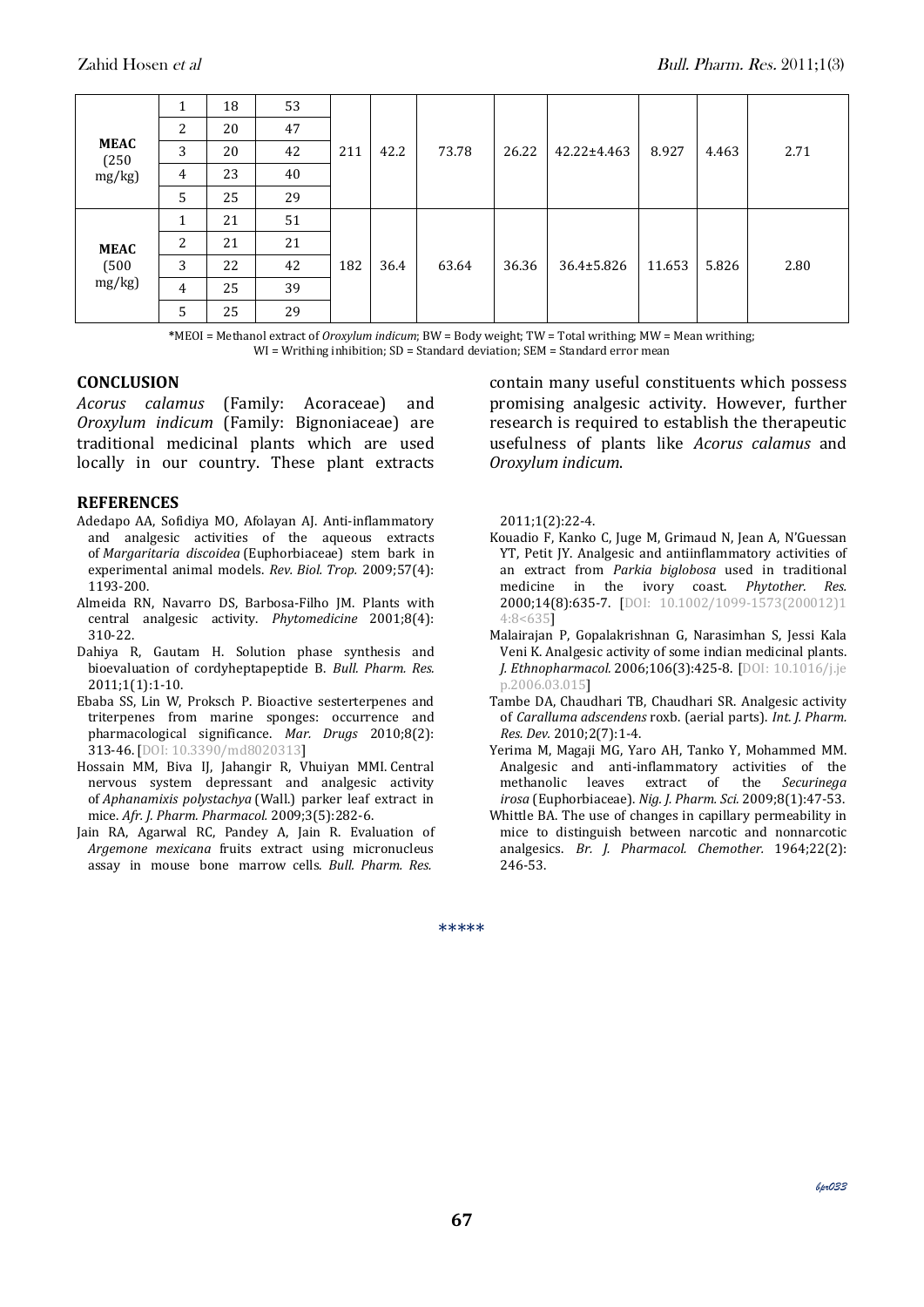| | | | | | | | | | | | |
|---|---|---|---|---|---|---|---|---|---|---|---|
| **MEAC** (250 mg/kg) | 1 | 18 | 53 | 211 | 42.2 | 73.78 | 26.22 | 42.22±4.463 | 8.927 | 4.463 | 2.71 |
| | 2 | 20 | 47 | | | | | | | | |
| | 3 | 20 | 42 | | | | | | | | |
| | 4 | 23 | 40 | | | | | | | | |
| | 5 | 25 | 29 | | | | | | | | |
| **MEAC** (500 mg/kg) | 1 | 21 | 51 | 182 | 36.4 | 63.64 | 36.36 | 36.4±5.826 | 11.653 | 5.826 | 2.80 |
| | 2 | 21 | 21 | | | | | | | | |
| | 3 | 22 | 42 | | | | | | | | |
| | 4 | 25 | 39 | | | | | | | | |
| | 5 | 25 | 29 | | | | | | | | |

*MEOI = Methanol extract of *Oroxylum indicum*; BW = Body weight; TW = Total writhing; MW = Mean writhing; WI = Writhing inhibition; SD = Standard deviation; SEM = Standard error mean

## CONCLUSION

*Acorus calamus* (Family: Acoraceae) and *Oroxylum indicum* (Family: Bignoniaceae) are traditional medicinal plants which are used locally in our country. These plant extracts contain many useful constituents which possess promising analgesic activity. However, further research is required to establish the therapeutic usefulness of plants like *Acorus calamus* and *Oroxylum indicum*.

## REFERENCES

Adedapo AA, Sofidiya MO, Afolayan AJ. Anti-inflammatory and analgesic activities of the aqueous extracts of *Margaritaria discoidea* (Euphorbiaceae) stem bark in experimental animal models. *Rev. Biol. Trop.* 2009;57(4): 1193-200.

Almeida RN, Navarro DS, Barbosa-Filho JM. Plants with central analgesic activity. *Phytomedicine* 2001;8(4): 310-22.

Dahiya R, Gautam H. Solution phase synthesis and bioevaluation of cordyheptapeptide B. *Bull. Pharm. Res.* 2011;1(1):1-10.

Ebaba SS, Lin W, Proksch P. Bioactive sesterterpenes and triterpenes from marine sponges: occurrence and pharmacological significance. *Mar. Drugs* 2010;8(2): 313-46. [DOI: 10.3390/md8020313]

Hossain MM, Biva IJ, Jahangir R, Vhuiyan MMI. Central nervous system depressant and analgesic activity of *Aphanamixis polystachya* (Wall.) parker leaf extract in mice. *Afr. J. Pharm. Pharmacol.* 2009;3(5):282-6.

Jain RA, Agarwal RC, Pandey A, Jain R. Evaluation of *Argemone mexicana* fruits extract using micronucleus assay in mouse bone marrow cells. *Bull. Pharm. Res.* 2011;1(2):22-4.

Kouadio F, Kanko C, Juge M, Grimaud N, Jean A, N'Guessan YT, Petit JY. Analgesic and antiinflammatory activities of an extract from *Parkia biglobosa* used in traditional medicine in the ivory coast. *Phytother. Res.* 2000;14(8):635-7. [DOI: 10.1002/1099-1573(200012)14:8<635]

Malairajan P, Gopalakrishnan G, Narasimhan S, Jessi Kala Veni K. Analgesic activity of some indian medicinal plants. *J. Ethnopharmacol.* 2006;106(3):425-8. [DOI: 10.1016/j.jep.2006.03.015]

Tambe DA, Chaudhari TB, Chaudhari SR. Analgesic activity of *Caralluma adscendens* roxb. (aerial parts). *Int. J. Pharm. Res. Dev.* 2010;2(7):1-4.

Yerima M, Magaji MG, Yaro AH, Tanko Y, Mohammed MM. Analgesic and anti-inflammatory activities of the methanolic leaves extract of the *Securinega irosa* (Euphorbiaceae). *Nig. J. Pharm. Sci.* 2009;8(1):47-53.

Whittle BA. The use of changes in capillary permeability in mice to distinguish between narcotic and nonnarcotic analgesics. *Br. J. Pharmacol. Chemother.* 1964;22(2): 246-53.

*****